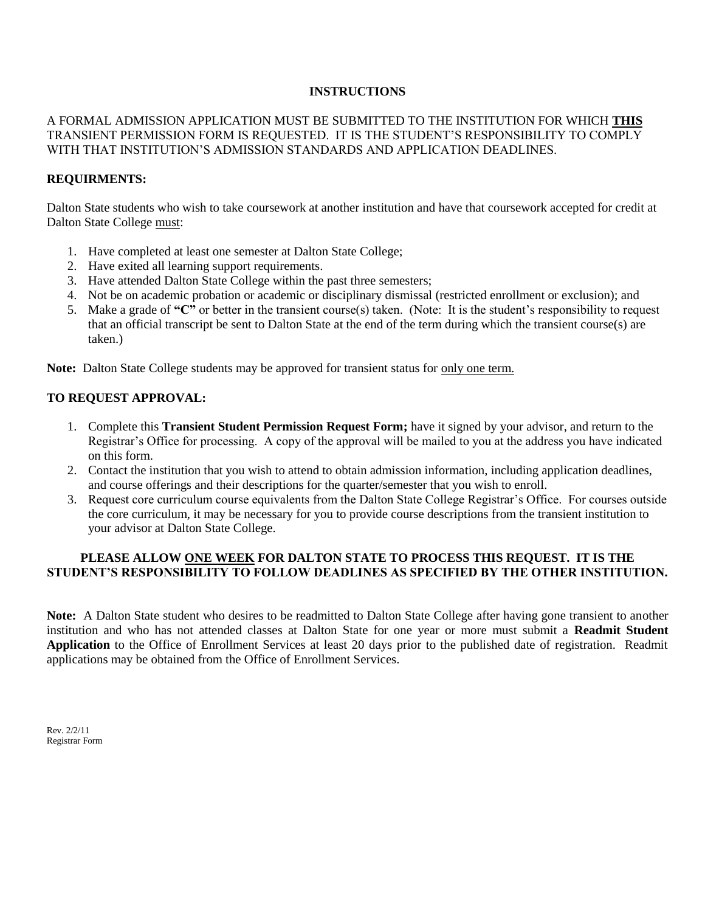## INSTRUCTIONS

A FORMAL ADMISSION APPLICATION MUST BE SUBMITTED TO THE INSTITUTION FOR WHICH **THIS** TRANSIENT PERMISSION FORM IS REQUESTED. IT IS THE STUDENT'S RESPONSIBILITY TO COMPLY WITH THAT INSTITUTION'S ADMISSION STANDARDS AND APPLICATION DEADLINES.

**REQUIRMENTS:**

Dalton State students who wish to take coursework at another institution and have that coursework accepted for credit at Dalton State College must:

1. Have completed at least one semester at Dalton State College;
2. Have exited all learning support requirements.
3. Have attended Dalton State College within the past three semesters;
4. Not be on academic probation or academic or disciplinary dismissal (restricted enrollment or exclusion); and
5. Make a grade of **"C"** or better in the transient course(s) taken. (Note: It is the student's responsibility to request that an official transcript be sent to Dalton State at the end of the term during which the transient course(s) are taken.)

**Note:** Dalton State College students may be approved for transient status for only one term.

**TO REQUEST APPROVAL:**

1. Complete this **Transient Student Permission Request Form;** have it signed by your advisor, and return to the Registrar's Office for processing. A copy of the approval will be mailed to you at the address you have indicated on this form.
2. Contact the institution that you wish to attend to obtain admission information, including application deadlines, and course offerings and their descriptions for the quarter/semester that you wish to enroll.
3. Request core curriculum course equivalents from the Dalton State College Registrar's Office. For courses outside the core curriculum, it may be necessary for you to provide course descriptions from the transient institution to your advisor at Dalton State College.

**PLEASE ALLOW ONE WEEK FOR DALTON STATE TO PROCESS THIS REQUEST. IT IS THE STUDENT'S RESPONSIBILITY TO FOLLOW DEADLINES AS SPECIFIED BY THE OTHER INSTITUTION.**

**Note:** A Dalton State student who desires to be readmitted to Dalton State College after having gone transient to another institution and who has not attended classes at Dalton State for one year or more must submit a **Readmit Student Application** to the Office of Enrollment Services at least 20 days prior to the published date of registration. Readmit applications may be obtained from the Office of Enrollment Services.

Rev. 2/2/11
Registrar Form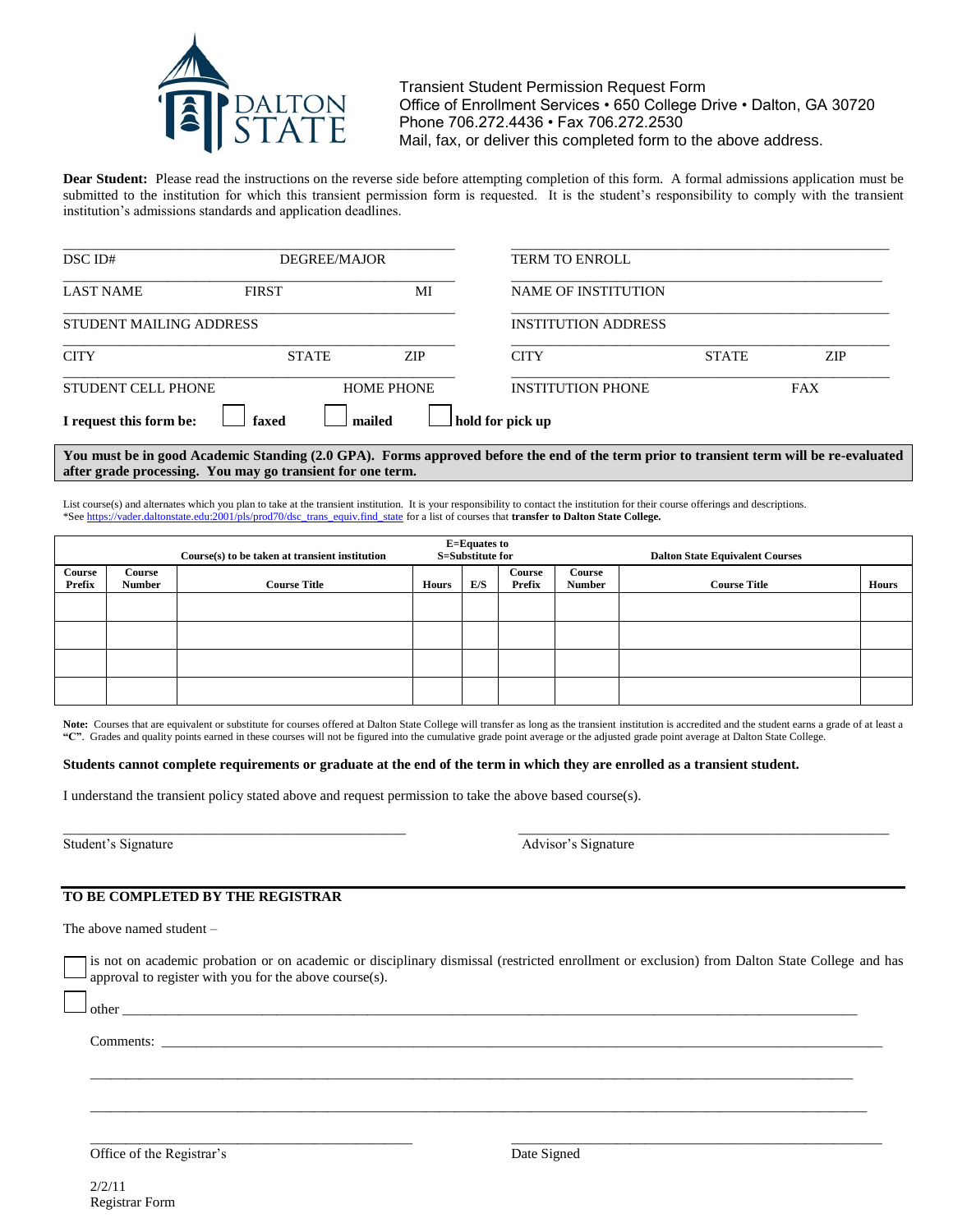Transient Student Permission Request Form
Office of Enrollment Services • 650 College Drive • Dalton, GA 30720
Phone 706.272.4436 • Fax 706.272.2530
Mail, fax, or deliver this completed form to the above address.

**Dear Student:** Please read the instructions on the reverse side before attempting completion of this form. A formal admissions application must be submitted to the institution for which this transient permission form is requested. It is the student's responsibility to comply with the transient institution's admissions standards and application deadlines.

| | |
|---|---|
| DSC ID# ______ DEGREE/MAJOR ______ | TERM TO ENROLL ______ |
| LAST NAME ______ FIRST ______ MI ______ | NAME OF INSTITUTION ______ |
| STUDENT MAILING ADDRESS ______ | INSTITUTION ADDRESS ______ |
| CITY ______ STATE ______ ZIP ______ | CITY ______ STATE ______ ZIP ______ |
| STUDENT CELL PHONE ______ HOME PHONE ______ | INSTITUTION PHONE ______ FAX ______ |

**I request this form be:** ☐ **faxed** ☐ **mailed** ☐ **hold for pick up**

**You must be in good Academic Standing (2.0 GPA). Forms approved before the end of the term prior to transient term will be re-evaluated after grade processing. You may go transient for one term.**

List course(s) and alternates which you plan to take at the transient institution. It is your responsibility to contact the institution for their course offerings and descriptions.
*See https://vader.daltonstate.edu:2001/pls/prod70/dsc_trans_equiv.find_state for a list of courses that **transfer to Dalton State College.**

| Course(s) to be taken at transient institution | | | | E=Equates to S=Substitute for | Dalton State Equivalent Courses | | | |
|---|---|---|---|---|---|---|---|---|
| **Course Prefix** | **Course Number** | **Course Title** | **Hours** | **E/S** | **Course Prefix** | **Course Number** | **Course Title** | **Hours** |
| | | | | | | | | |
| | | | | | | | | |
| | | | | | | | | |
| | | | | | | | | |

**Note:** Courses that are equivalent or substitute for courses offered at Dalton State College will transfer as long as the transient institution is accredited and the student earns a grade of at least a **"C"**. Grades and quality points earned in these courses will not be figured into the cumulative grade point average or the adjusted grade point average at Dalton State College.

**Students cannot complete requirements or graduate at the end of the term in which they are enrolled as a transient student.**

I understand the transient policy stated above and request permission to take the above based course(s).

______________________________ Student's Signature

______________________________ Advisor's Signature

## TO BE COMPLETED BY THE REGISTRAR

The above named student –

☐ is not on academic probation or on academic or disciplinary dismissal (restricted enrollment or exclusion) from Dalton State College and has approval to register with you for the above course(s).

☐ other ______________________________

Comments: ______________________________

______________________________

______________________________

______________________________ Office of the Registrar's

______________________________ Date Signed

2/2/11
Registrar Form